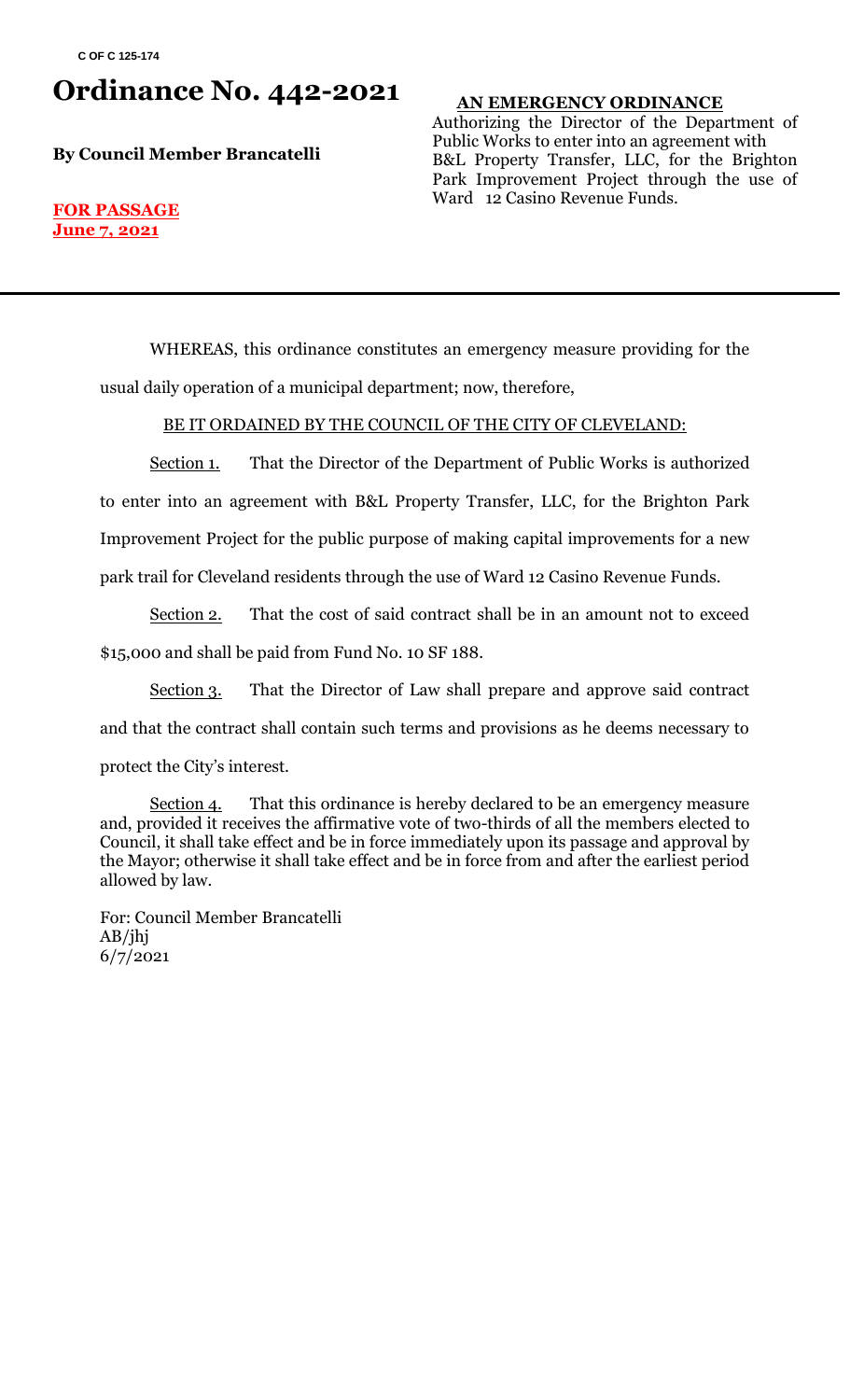C OF C 125-174

# Ordinance No. 442-2021

**By Council Member Brancatelli**

**FOR PASSAGE**
**June 7, 2021**

**AN EMERGENCY ORDINANCE**

Authorizing the Director of the Department of Public Works to enter into an agreement with B&L Property Transfer, LLC, for the Brighton Park Improvement Project through the use of Ward 12 Casino Revenue Funds.

---

WHEREAS, this ordinance constitutes an emergency measure providing for the usual daily operation of a municipal department; now, therefore,

BE IT ORDAINED BY THE COUNCIL OF THE CITY OF CLEVELAND:

Section 1. That the Director of the Department of Public Works is authorized to enter into an agreement with B&L Property Transfer, LLC, for the Brighton Park Improvement Project for the public purpose of making capital improvements for a new park trail for Cleveland residents through the use of Ward 12 Casino Revenue Funds.

Section 2. That the cost of said contract shall be in an amount not to exceed $15,000 and shall be paid from Fund No. 10 SF 188.

Section 3. That the Director of Law shall prepare and approve said contract and that the contract shall contain such terms and provisions as he deems necessary to protect the City's interest.

Section 4. That this ordinance is hereby declared to be an emergency measure and, provided it receives the affirmative vote of two-thirds of all the members elected to Council, it shall take effect and be in force immediately upon its passage and approval by the Mayor; otherwise it shall take effect and be in force from and after the earliest period allowed by law.

For: Council Member Brancatelli
AB/jhj
6/7/2021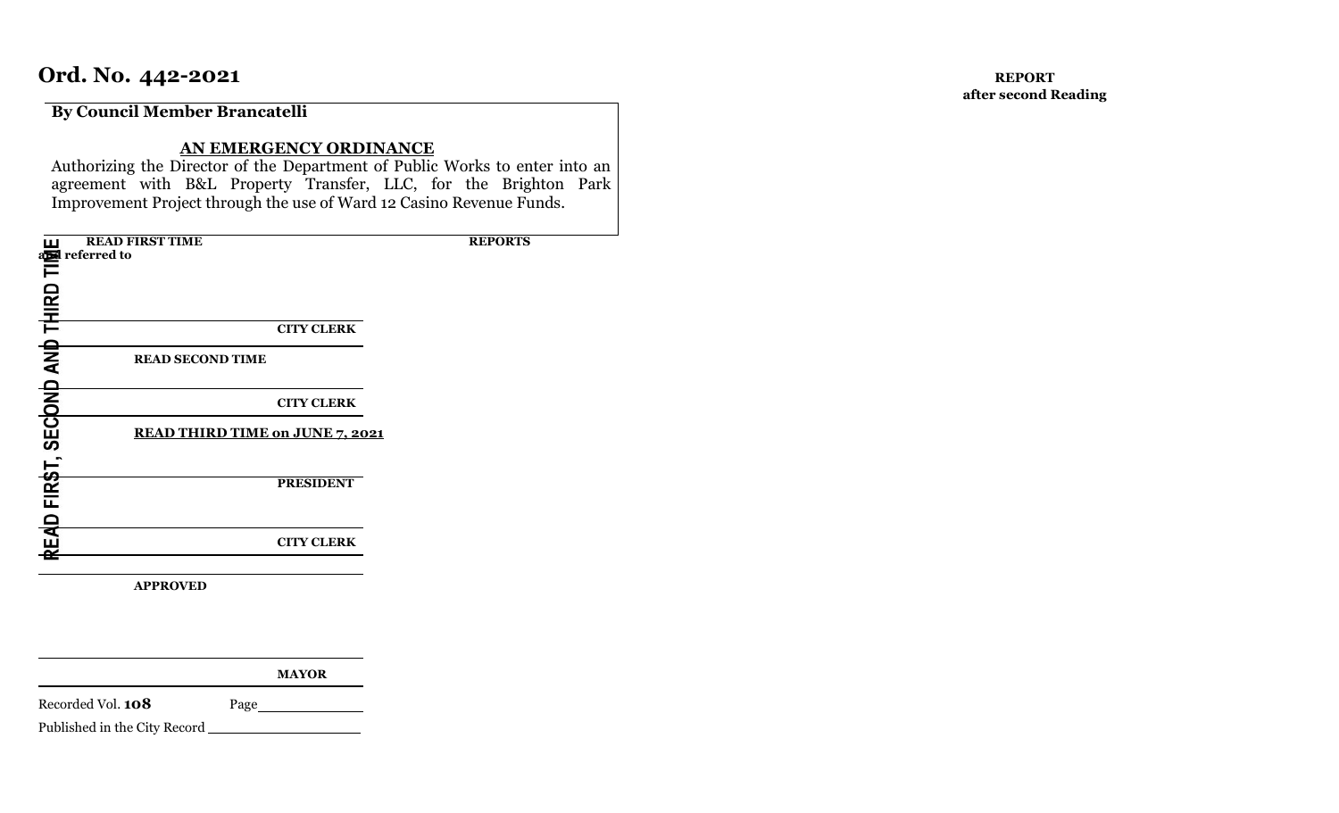# Ord. No. 442-2021

**REPORT**
**after second Reading**

**By Council Member Brancatelli**

## AN EMERGENCY ORDINANCE

Authorizing the Director of the Department of Public Works to enter into an agreement with B&L Property Transfer, LLC, for the Brighton Park Improvement Project through the use of Ward 12 Casino Revenue Funds.

**READ FIRST, SECOND AND THIRD TIME**

**READ FIRST TIME**
**and referred to**

**REPORTS**

**CITY CLERK**

**READ SECOND TIME**

**CITY CLERK**

**READ THIRD TIME on JUNE 7, 2021**

**PRESIDENT**

**CITY CLERK**

**APPROVED**

**MAYOR**

Recorded Vol. **108** Page

Published in the City Record